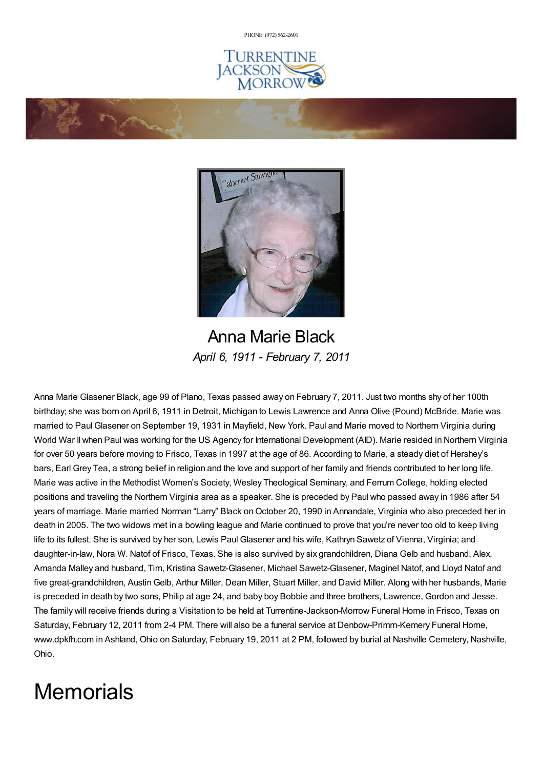PHONE: (972) 562-2601

# Anna Marie Black

*April 6, 1911 - February 7, 2011*

Anna Marie Glasener Black, age 99 of Plano, Texas passed away on February 7, 2011. Just two months shy of her 100th birthday; she was born on April 6, 1911 in Detroit, Michigan to Lewis Lawrence and Anna Olive (Pound) McBride. Marie was married to Paul Glasener on September 19, 1931 in Mayfield, New York. Paul and Marie moved to Northern Virginia during World War II when Paul was working for the US Agency for International Development (AID). Marie resided in Northern Virginia for over 50 years before moving to Frisco, Texas in 1997 at the age of 86. According to Marie, a steady diet of Hershey's bars, Earl Grey Tea, a strong belief in religion and the love and support of her family and friends contributed to her long life. Marie was active in the Methodist Women's Society, Wesley Theological Seminary, and Ferrum College, holding elected positions and traveling the Northern Virginia area as a speaker. She is preceded by Paul who passed away in 1986 after 54 years of marriage. Marie married Norman "Larry" Black on October 20, 1990 in Annandale, Virginia who also preceded her in death in 2005. The two widows met in a bowling league and Marie continued to prove that you're never too old to keep living life to its fullest. She is survived by her son, Lewis Paul Glasener and his wife, Kathryn Sawetz of Vienna, Virginia; and daughter-in-law, Nora W. Natof of Frisco, Texas. She is also survived by six grandchildren, Diana Gelb and husband, Alex, Amanda Malley and husband, Tim, Kristina Sawetz-Glasener, Michael Sawetz-Glasener, Maginel Natof, and Lloyd Natof and five great-grandchildren, Austin Gelb, Arthur Miller, Dean Miller, Stuart Miller, and David Miller. Along with her husbands, Marie is preceded in death by two sons, Philip at age 24, and baby boy Bobbie and three brothers, Lawrence, Gordon and Jesse. The family will receive friends during a Visitation to be held at Turrentine-Jackson-Morrow Funeral Home in Frisco, Texas on Saturday, February 12, 2011 from 2-4 PM. There will also be a funeral service at Denbow-Primm-Kemery Funeral Home, www.dpkfh.com in Ashland, Ohio on Saturday, February 19, 2011 at 2 PM, followed by burial at Nashville Cemetery, Nashville, Ohio.

# Memorials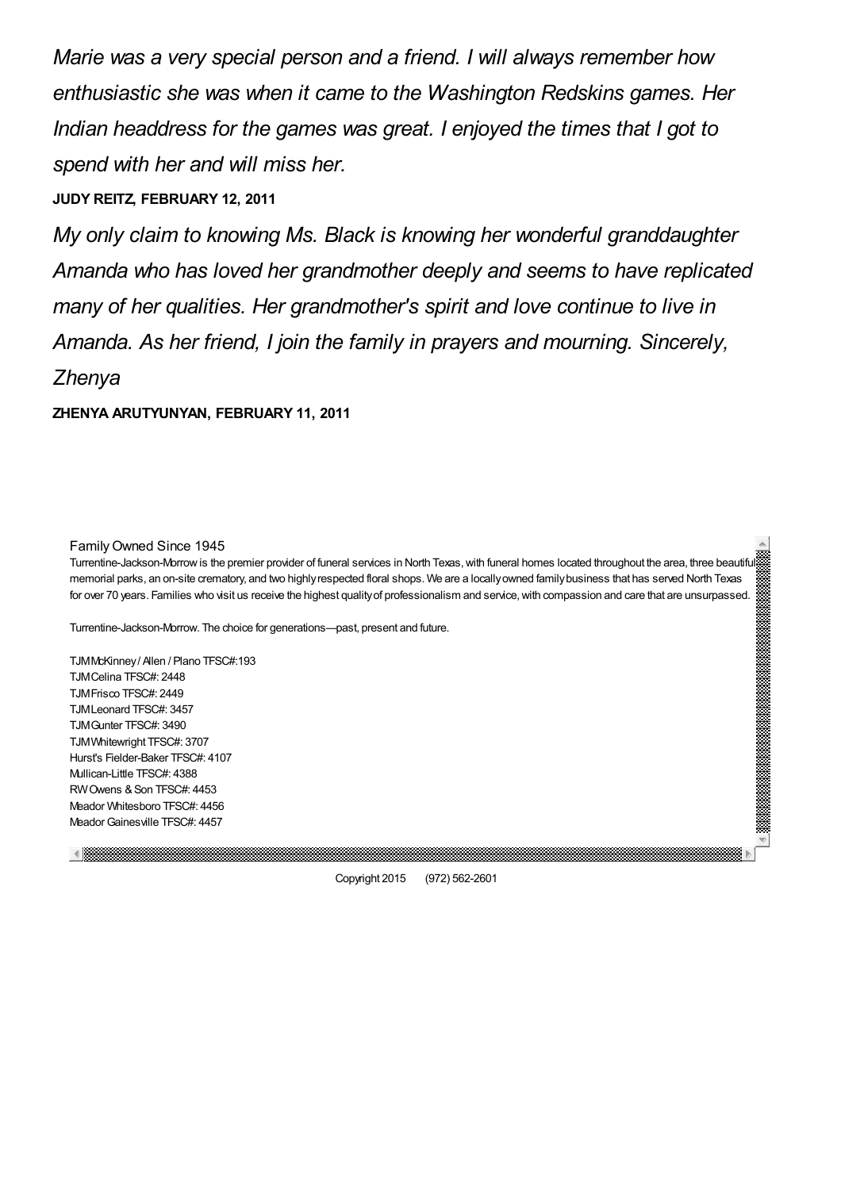*Marie was a very special person and a friend. I will always remember how enthusiastic she was when it came to the Washington Redskins games. Her Indian headdress for the games was great. I enjoyed the times that I got to spend with her and will miss her.*

**JUDY REITZ, FEBRUARY 12, 2011**

*My only claim to knowing Ms. Black is knowing her wonderful granddaughter Amanda who has loved her grandmother deeply and seems to have replicated many of her qualities. Her grandmother's spirit and love continue to live in Amanda. As her friend, I join the family in prayers and mourning. Sincerely, Zhenya*

**ZHENYA ARUTYUNYAN, FEBRUARY 11, 2011**

Family Owned Since 1945

Turrentine-Jackson-Morrow is the premier provider of funeral services in North Texas, with funeral homes located throughout the area, three beautiful memorial parks, an on-site crematory, and two highly respected floral shops. We are a locally owned family business that has served North Texas for over 70 years. Families who visit us receive the highest quality of professionalism and service, with compassion and care that are unsurpassed.

Turrentine-Jackson-Morrow. The choice for generations—past, present and future.

TJM McKinney / Allen / Plano TFSC#:193
TJM Celina TFSC#: 2448
TJM Frisco TFSC#: 2449
TJM Leonard TFSC#: 3457
TJM Gunter TFSC#: 3490
TJM Whitewright TFSC#: 3707
Hurst's Fielder-Baker TFSC#: 4107
Mullican-Little TFSC#: 4388
RW Owens & Son TFSC#: 4453
Meador Whitesboro TFSC#: 4456
Meador Gainesville TFSC#: 4457

Copyright 2015 (972) 562-2601